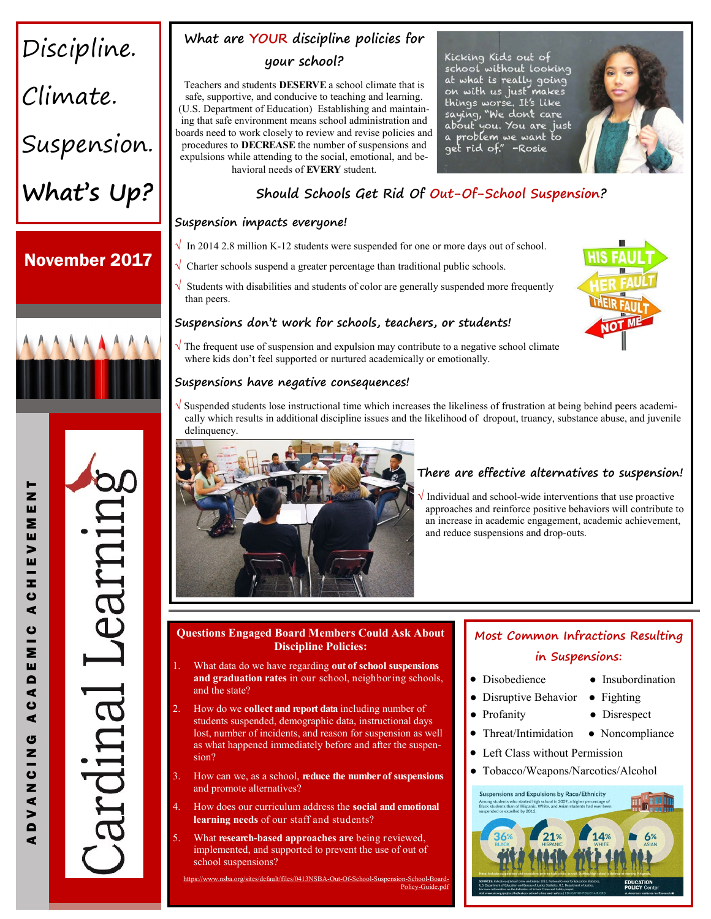# Discipline. Climate. Suspension. What's Up?

**November 2017**

ADVANCING ACADEMIC ACHIEVEMENT

Cardinal Learning

## What are YOUR discipline policies for your school?

Teachers and students **DESERVE** a school climate that is safe, supportive, and conducive to teaching and learning. (U.S. Department of Education) Establishing and maintaining that safe environment means school administration and boards need to work closely to review and revise policies and procedures to **DECREASE** the number of suspensions and expulsions while attending to the social, emotional, and behavioral needs of **EVERY** student.

Kicking Kids out of school without looking at what is really going on with us just makes things worse. It's like saying, "We dont care about you. You are just a problem we want to get rid of." -Rosie

## Should Schools Get Rid Of Out-Of-School Suspension?

### Suspension impacts everyone!

√ In 2014 2.8 million K-12 students were suspended for one or more days out of school.

√ Charter schools suspend a greater percentage than traditional public schools.

√ Students with disabilities and students of color are generally suspended more frequently than peers.

HIS FAULT
HER FAULT
THEIR FAULT
NOT ME

### Suspensions don't work for schools, teachers, or students!

√ The frequent use of suspension and expulsion may contribute to a negative school climate where kids don't feel supported or nurtured academically or emotionally.

### Suspensions have negative consequences!

√ Suspended students lose instructional time which increases the likeliness of frustration at being behind peers academically which results in additional discipline issues and the likelihood of dropout, truancy, substance abuse, and juvenile delinquency.

### There are effective alternatives to suspension!

√ Individual and school-wide interventions that use proactive approaches and reinforce positive behaviors will contribute to an increase in academic engagement, academic achievement, and reduce suspensions and drop-outs.

## Questions Engaged Board Members Could Ask About Discipline Policies:

1. What data do we have regarding **out of school suspensions and graduation rates** in our school, neighboring schools, and the state?
2. How do we **collect and report data** including number of students suspended, demographic data, instructional days lost, number of incidents, and reason for suspension as well as what happened immediately before and after the suspension?
3. How can we, as a school, **reduce the number of suspensions** and promote alternatives?
4. How does our curriculum address the **social and emotional learning needs** of our staff and students?
5. What **research-based approaches are** being reviewed, implemented, and supported to prevent the use of out of school suspensions?

https://www.nsba.org/sites/default/files/0413NSBA-Out-Of-School-Suspension-School-Board-Policy-Guide.pdf

## Most Common Infractions Resulting in Suspensions:

- Disobedience
- Insubordination
- Disruptive Behavior
- Fighting
- Profanity
- Disrespect
- Threat/Intimidation
- Noncompliance
- Left Class without Permission
- Tobacco/Weapons/Narcotics/Alcohol

Suspensions and Expulsions by Race/Ethnicity

Among students who started high school in 2009, a higher percentage of Black students than of Hispanic, White, and Asian students had ever been suspended or expelled by 2012.

36% BLACK
21% HISPANIC
14% WHITE
6% ASIAN

EDUCATION POLICY Center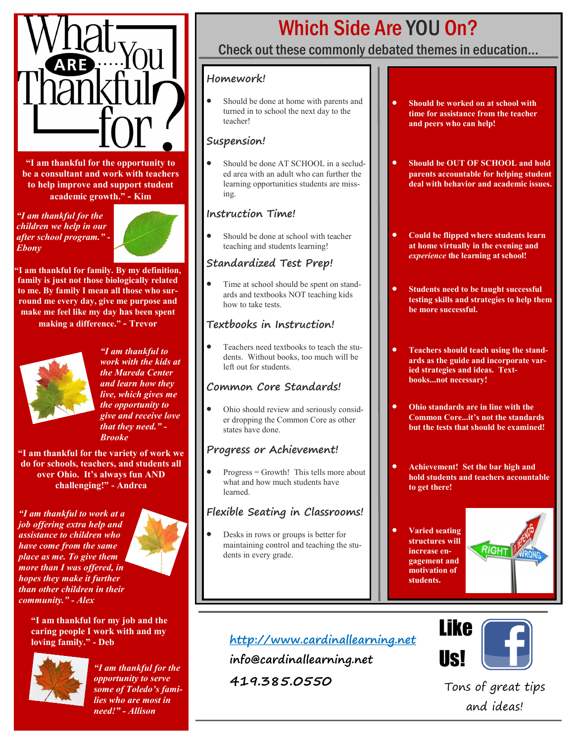# What ARE You Thankful for?

**"I am thankful for the opportunity to be a consultant and work with teachers to help improve and support student academic growth." - Kim**

***"I am thankful for the children we help in our after school program." - Ebony***

**"I am thankful for family. By my definition, family is just not those biologically related to me. By family I mean all those who surround me every day, give me purpose and make me feel like my day has been spent making a difference." - Trevor**

***"I am thankful to work with the kids at the Mareda Center and learn how they live, which gives me the opportunity to give and receive love that they need." - Brooke***

**"I am thankful for the variety of work we do for schools, teachers, and students all over Ohio. It's always fun AND challenging!" - Andrea**

***"I am thankful to work at a job offering extra help and assistance to children who have come from the same place as me. To give them more than I was offered, in hopes they make it further than other children in their community." - Alex***

**"I am thankful for my job and the caring people I work with and my loving family." - Deb**

***"I am thankful for the opportunity to serve some of Toledo's families who are most in need!" - Allison***

# Which Side Are YOU On?

## Check out these commonly debated themes in education...

### Homework!

- Should be done at home with parents and turned in to school the next day to the teacher!
- **Should be worked on at school with time for assistance from the teacher and peers who can help!**

### Suspension!

- Should be done AT SCHOOL in a secluded area with an adult who can further the learning opportunities students are missing.
- **Should be OUT OF SCHOOL and hold parents accountable for helping student deal with behavior and academic issues.**

### Instruction Time!

- Should be done at school with teacher teaching and students learning!
- **Could be flipped where students learn at home virtually in the evening and *experience* the learning at school!**

### Standardized Test Prep!

- Time at school should be spent on standards and textbooks NOT teaching kids how to take tests.
- **Students need to be taught successful testing skills and strategies to help them be more successful.**

### Textbooks in Instruction!

- Teachers need textbooks to teach the students. Without books, too much will be left out for students.
- **Teachers should teach using the standards as the guide and incorporate varied strategies and ideas. Textbooks...not necessary!**

### Common Core Standards!

- Ohio should review and seriously consider dropping the Common Core as other states have done.
- **Ohio standards are in line with the Common Core...it's not the standards but the tests that should be examined!**

### Progress or Achievement!

- Progress = Growth! This tells more about what and how much students have learned.
- **Achievement! Set the bar high and hold students and teachers accountable to get there!**

### Flexible Seating in Classrooms!

- Desks in rows or groups is better for maintaining control and teaching the students in every grade.
- **Varied seating structures will increase engagement and motivation of students.**

http://www.cardinallearning.net

info@cardinallearning.net

419.385.0550

**Like Us!**

Tons of great tips and ideas!